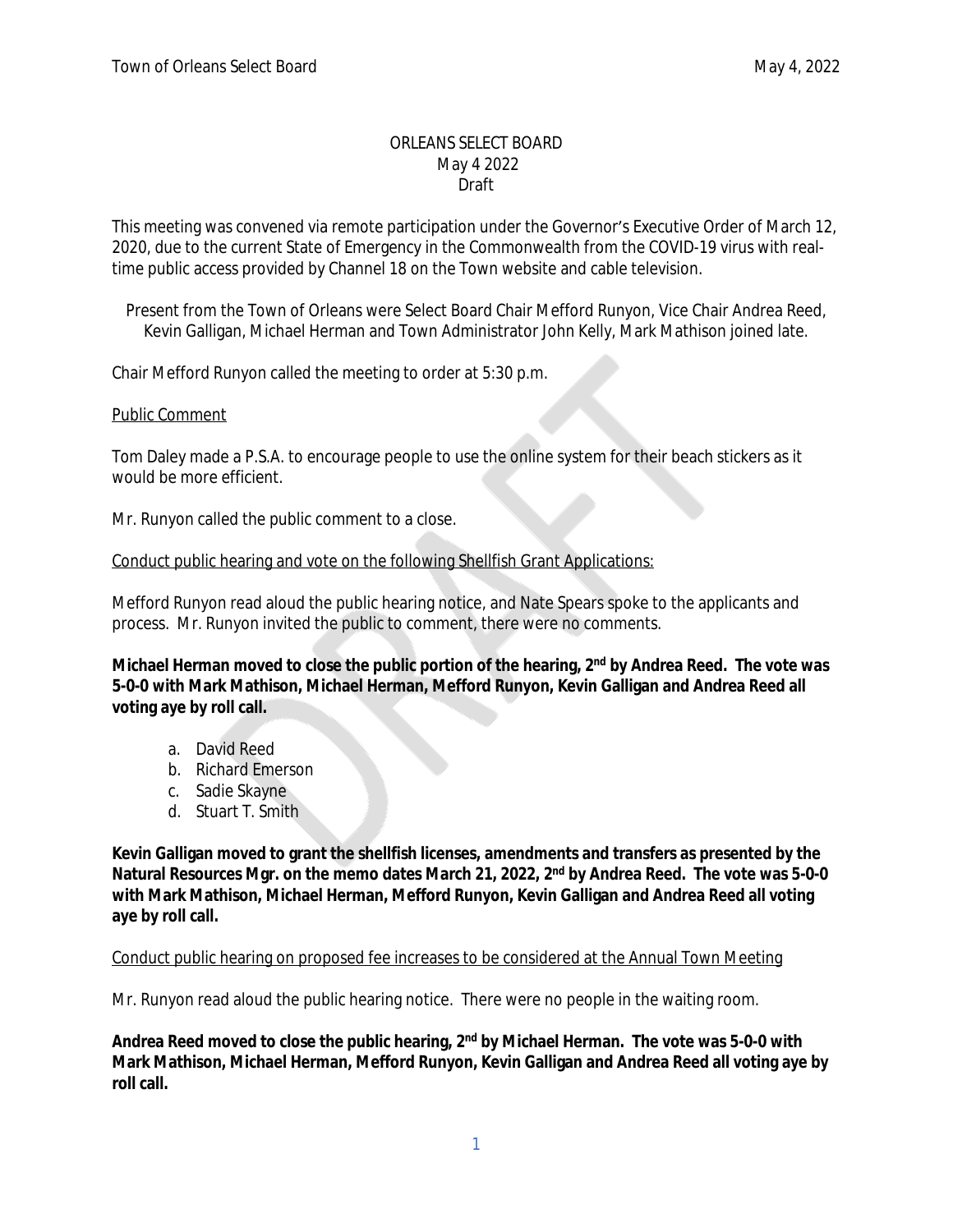# ORLEANS SELECT BOARD
May 4 2022
Draft

This meeting was convened via remote participation under the Governor's Executive Order of March 12, 2020, due to the current State of Emergency in the Commonwealth from the COVID-19 virus with real-time public access provided by Channel 18 on the Town website and cable television.

Present from the Town of Orleans were Select Board Chair Mefford Runyon, Vice Chair Andrea Reed, Kevin Galligan, Michael Herman and Town Administrator John Kelly, Mark Mathison joined late.

Chair Mefford Runyon called the meeting to order at 5:30 p.m.

Public Comment

Tom Daley made a P.S.A. to encourage people to use the online system for their beach stickers as it would be more efficient.

Mr. Runyon called the public comment to a close.

Conduct public hearing and vote on the following Shellfish Grant Applications:

Mefford Runyon read aloud the public hearing notice, and Nate Spears spoke to the applicants and process. Mr. Runyon invited the public to comment, there were no comments.

**Michael Herman moved to close the public portion of the hearing, 2nd by Andrea Reed. The vote was 5-0-0 with Mark Mathison, Michael Herman, Mefford Runyon, Kevin Galligan and Andrea Reed all voting aye by roll call.**

a. David Reed
b. Richard Emerson
c. Sadie Skayne
d. Stuart T. Smith

**Kevin Galligan moved to grant the shellfish licenses, amendments and transfers as presented by the Natural Resources Mgr. on the memo dates March 21, 2022, 2nd by Andrea Reed. The vote was 5-0-0 with Mark Mathison, Michael Herman, Mefford Runyon, Kevin Galligan and Andrea Reed all voting aye by roll call.**

Conduct public hearing on proposed fee increases to be considered at the Annual Town Meeting

Mr. Runyon read aloud the public hearing notice. There were no people in the waiting room.

**Andrea Reed moved to close the public hearing, 2nd by Michael Herman. The vote was 5-0-0 with Mark Mathison, Michael Herman, Mefford Runyon, Kevin Galligan and Andrea Reed all voting aye by roll call.**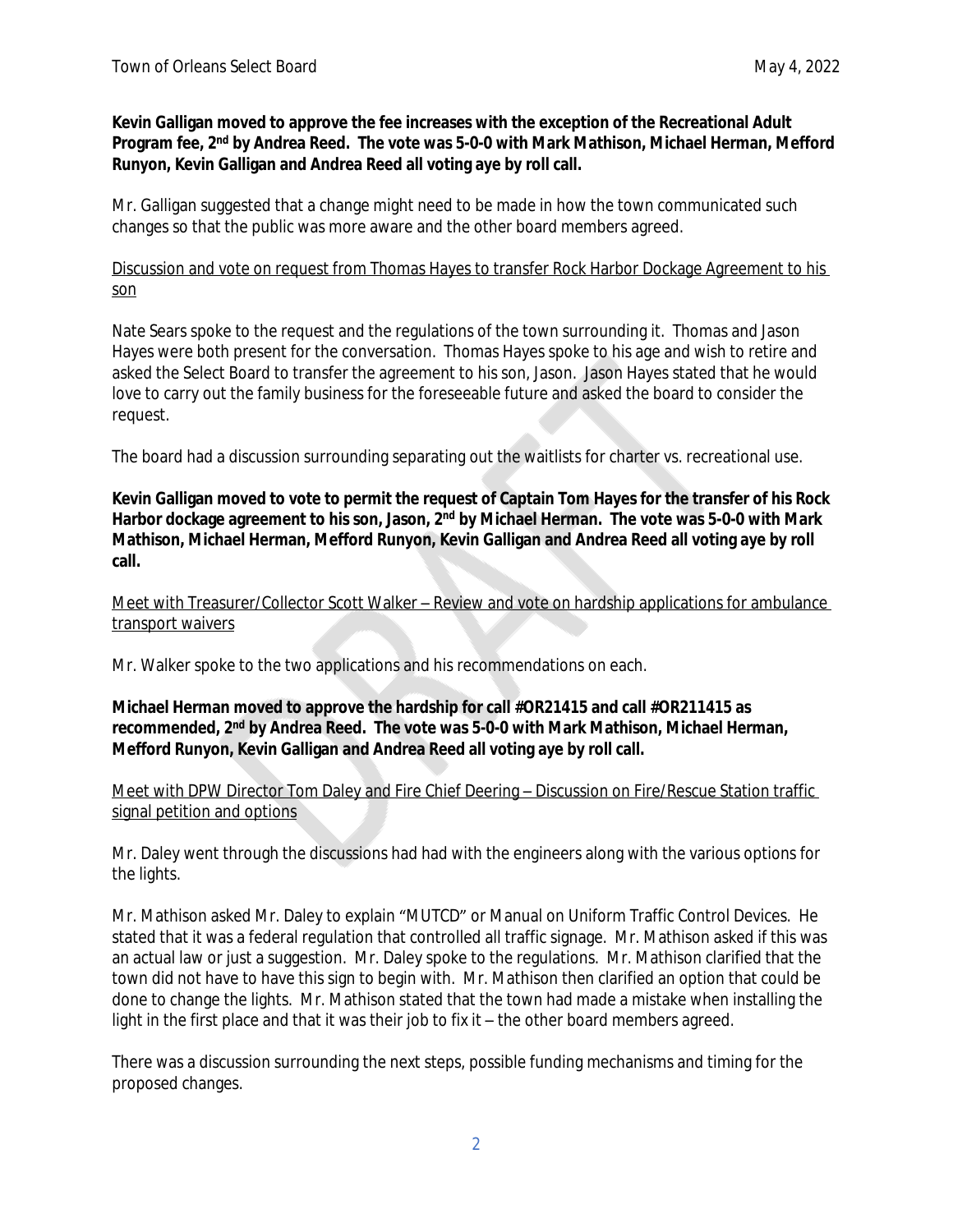**Kevin Galligan moved to approve the fee increases with the exception of the Recreational Adult Program fee, 2nd by Andrea Reed. The vote was 5-0-0 with Mark Mathison, Michael Herman, Mefford Runyon, Kevin Galligan and Andrea Reed all voting aye by roll call.**

Mr. Galligan suggested that a change might need to be made in how the town communicated such changes so that the public was more aware and the other board members agreed.

Discussion and vote on request from Thomas Hayes to transfer Rock Harbor Dockage Agreement to his son

Nate Sears spoke to the request and the regulations of the town surrounding it. Thomas and Jason Hayes were both present for the conversation. Thomas Hayes spoke to his age and wish to retire and asked the Select Board to transfer the agreement to his son, Jason. Jason Hayes stated that he would love to carry out the family business for the foreseeable future and asked the board to consider the request.

The board had a discussion surrounding separating out the waitlists for charter vs. recreational use.

**Kevin Galligan moved to vote to permit the request of Captain Tom Hayes for the transfer of his Rock Harbor dockage agreement to his son, Jason, 2nd by Michael Herman. The vote was 5-0-0 with Mark Mathison, Michael Herman, Mefford Runyon, Kevin Galligan and Andrea Reed all voting aye by roll call.**

Meet with Treasurer/Collector Scott Walker – Review and vote on hardship applications for ambulance transport waivers

Mr. Walker spoke to the two applications and his recommendations on each.

**Michael Herman moved to approve the hardship for call #OR21415 and call #OR211415 as recommended, 2nd by Andrea Reed. The vote was 5-0-0 with Mark Mathison, Michael Herman, Mefford Runyon, Kevin Galligan and Andrea Reed all voting aye by roll call.**

Meet with DPW Director Tom Daley and Fire Chief Deering – Discussion on Fire/Rescue Station traffic signal petition and options

Mr. Daley went through the discussions had had with the engineers along with the various options for the lights.

Mr. Mathison asked Mr. Daley to explain "MUTCD" or Manual on Uniform Traffic Control Devices. He stated that it was a federal regulation that controlled all traffic signage. Mr. Mathison asked if this was an actual law or just a suggestion. Mr. Daley spoke to the regulations. Mr. Mathison clarified that the town did not have to have this sign to begin with. Mr. Mathison then clarified an option that could be done to change the lights. Mr. Mathison stated that the town had made a mistake when installing the light in the first place and that it was their job to fix it – the other board members agreed.

There was a discussion surrounding the next steps, possible funding mechanisms and timing for the proposed changes.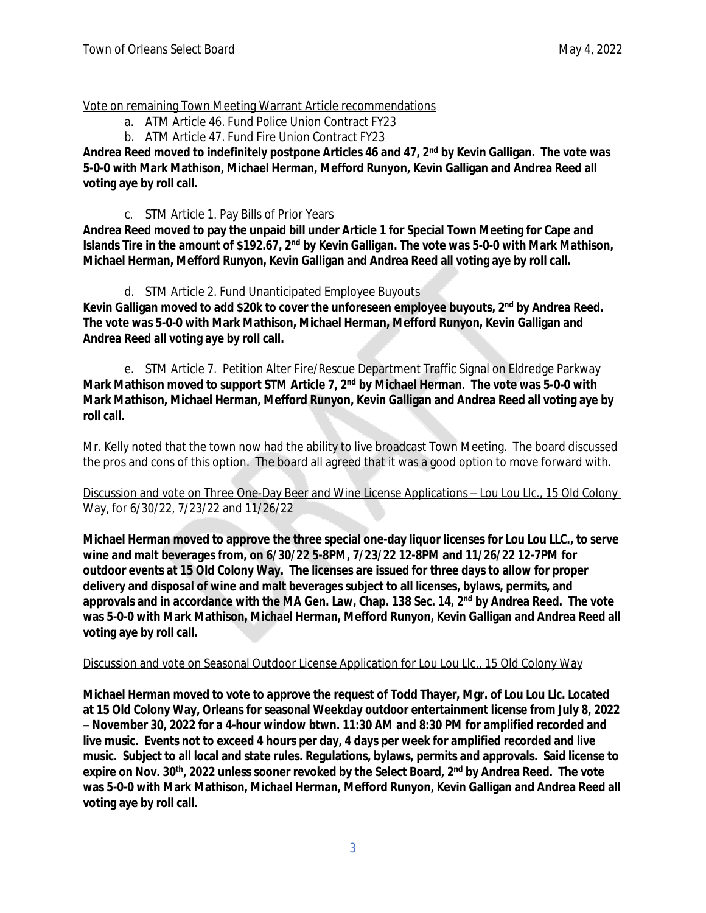Vote on remaining Town Meeting Warrant Article recommendations

a. ATM Article 46. Fund Police Union Contract FY23
b. ATM Article 47. Fund Fire Union Contract FY23

**Andrea Reed moved to indefinitely postpone Articles 46 and 47, 2nd by Kevin Galligan. The vote was 5-0-0 with Mark Mathison, Michael Herman, Mefford Runyon, Kevin Galligan and Andrea Reed all voting aye by roll call.**

c. STM Article 1. Pay Bills of Prior Years

**Andrea Reed moved to pay the unpaid bill under Article 1 for Special Town Meeting for Cape and Islands Tire in the amount of $192.67, 2nd by Kevin Galligan. The vote was 5-0-0 with Mark Mathison, Michael Herman, Mefford Runyon, Kevin Galligan and Andrea Reed all voting aye by roll call.**

d. STM Article 2. Fund Unanticipated Employee Buyouts

**Kevin Galligan moved to add $20k to cover the unforeseen employee buyouts, 2nd by Andrea Reed. The vote was 5-0-0 with Mark Mathison, Michael Herman, Mefford Runyon, Kevin Galligan and Andrea Reed all voting aye by roll call.**

e. STM Article 7. Petition Alter Fire/Rescue Department Traffic Signal on Eldredge Parkway

**Mark Mathison moved to support STM Article 7, 2nd by Michael Herman. The vote was 5-0-0 with Mark Mathison, Michael Herman, Mefford Runyon, Kevin Galligan and Andrea Reed all voting aye by roll call.**

Mr. Kelly noted that the town now had the ability to live broadcast Town Meeting. The board discussed the pros and cons of this option. The board all agreed that it was a good option to move forward with.

Discussion and vote on Three One-Day Beer and Wine License Applications – Lou Lou Llc., 15 Old Colony Way, for 6/30/22, 7/23/22 and 11/26/22

**Michael Herman moved to approve the three special one-day liquor licenses for Lou Lou LLC., to serve wine and malt beverages from, on 6/30/22 5-8PM, 7/23/22 12-8PM and 11/26/22 12-7PM for outdoor events at 15 Old Colony Way. The licenses are issued for three days to allow for proper delivery and disposal of wine and malt beverages subject to all licenses, bylaws, permits, and approvals and in accordance with the MA Gen. Law, Chap. 138 Sec. 14, 2nd by Andrea Reed. The vote was 5-0-0 with Mark Mathison, Michael Herman, Mefford Runyon, Kevin Galligan and Andrea Reed all voting aye by roll call.**

Discussion and vote on Seasonal Outdoor License Application for Lou Lou Llc., 15 Old Colony Way

**Michael Herman moved to vote to approve the request of Todd Thayer, Mgr. of Lou Lou Llc. Located at 15 Old Colony Way, Orleans for seasonal Weekday outdoor entertainment license from July 8, 2022 – November 30, 2022 for a 4-hour window btwn. 11:30 AM and 8:30 PM for amplified recorded and live music. Events not to exceed 4 hours per day, 4 days per week for amplified recorded and live music. Subject to all local and state rules. Regulations, bylaws, permits and approvals. Said license to expire on Nov. 30th, 2022 unless sooner revoked by the Select Board, 2nd by Andrea Reed. The vote was 5-0-0 with Mark Mathison, Michael Herman, Mefford Runyon, Kevin Galligan and Andrea Reed all voting aye by roll call.**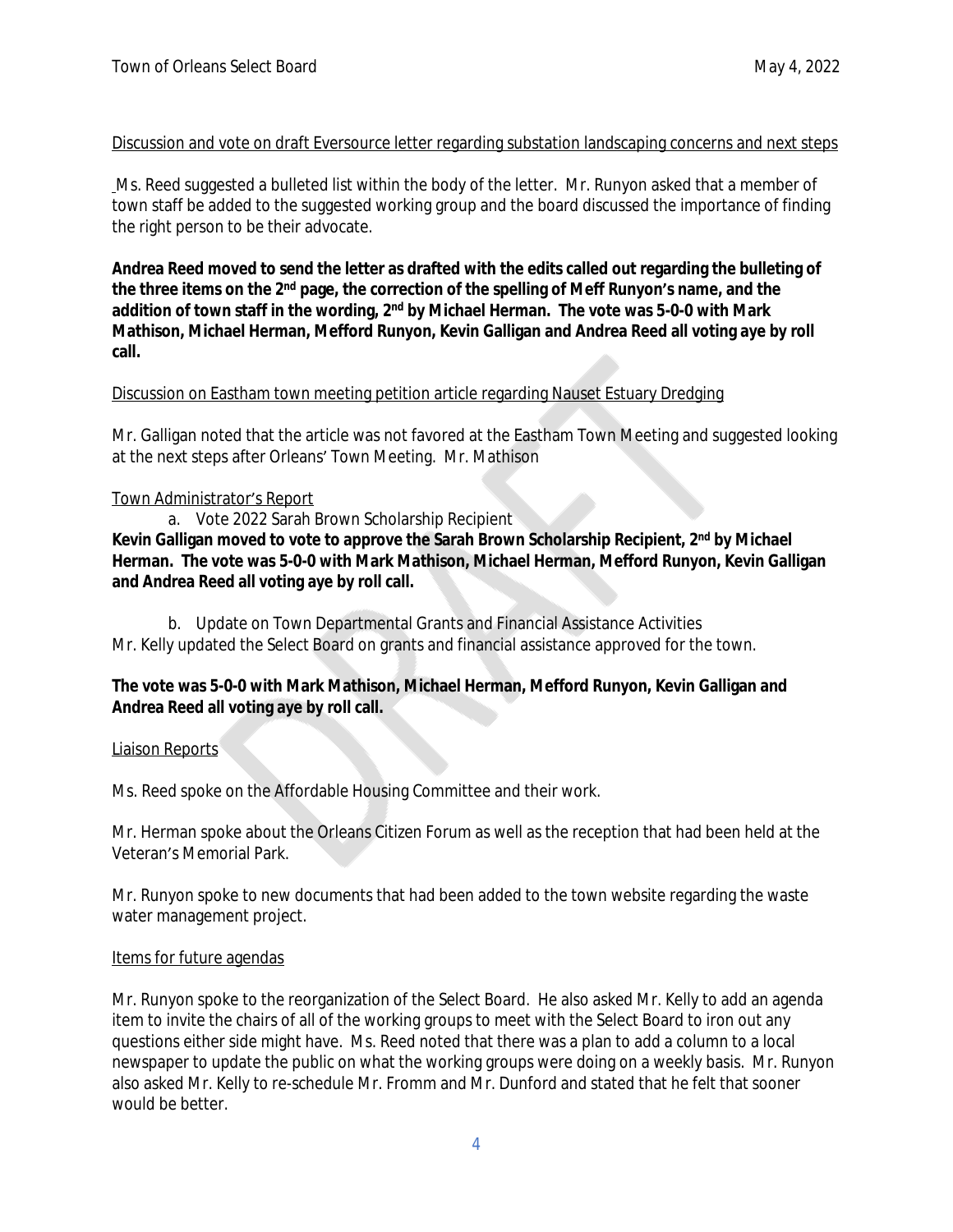Discussion and vote on draft Eversource letter regarding substation landscaping concerns and next steps

Ms. Reed suggested a bulleted list within the body of the letter. Mr. Runyon asked that a member of town staff be added to the suggested working group and the board discussed the importance of finding the right person to be their advocate.

**Andrea Reed moved to send the letter as drafted with the edits called out regarding the bulleting of the three items on the 2nd page, the correction of the spelling of Meff Runyon's name, and the addition of town staff in the wording, 2nd by Michael Herman. The vote was 5-0-0 with Mark Mathison, Michael Herman, Mefford Runyon, Kevin Galligan and Andrea Reed all voting aye by roll call.**

Discussion on Eastham town meeting petition article regarding Nauset Estuary Dredging

Mr. Galligan noted that the article was not favored at the Eastham Town Meeting and suggested looking at the next steps after Orleans' Town Meeting. Mr. Mathison

Town Administrator's Report

a. Vote 2022 Sarah Brown Scholarship Recipient

**Kevin Galligan moved to vote to approve the Sarah Brown Scholarship Recipient, 2nd by Michael Herman. The vote was 5-0-0 with Mark Mathison, Michael Herman, Mefford Runyon, Kevin Galligan and Andrea Reed all voting aye by roll call.**

b. Update on Town Departmental Grants and Financial Assistance Activities

Mr. Kelly updated the Select Board on grants and financial assistance approved for the town.

**The vote was 5-0-0 with Mark Mathison, Michael Herman, Mefford Runyon, Kevin Galligan and Andrea Reed all voting aye by roll call.**

Liaison Reports

Ms. Reed spoke on the Affordable Housing Committee and their work.

Mr. Herman spoke about the Orleans Citizen Forum as well as the reception that had been held at the Veteran's Memorial Park.

Mr. Runyon spoke to new documents that had been added to the town website regarding the waste water management project.

Items for future agendas

Mr. Runyon spoke to the reorganization of the Select Board. He also asked Mr. Kelly to add an agenda item to invite the chairs of all of the working groups to meet with the Select Board to iron out any questions either side might have. Ms. Reed noted that there was a plan to add a column to a local newspaper to update the public on what the working groups were doing on a weekly basis. Mr. Runyon also asked Mr. Kelly to re-schedule Mr. Fromm and Mr. Dunford and stated that he felt that sooner would be better.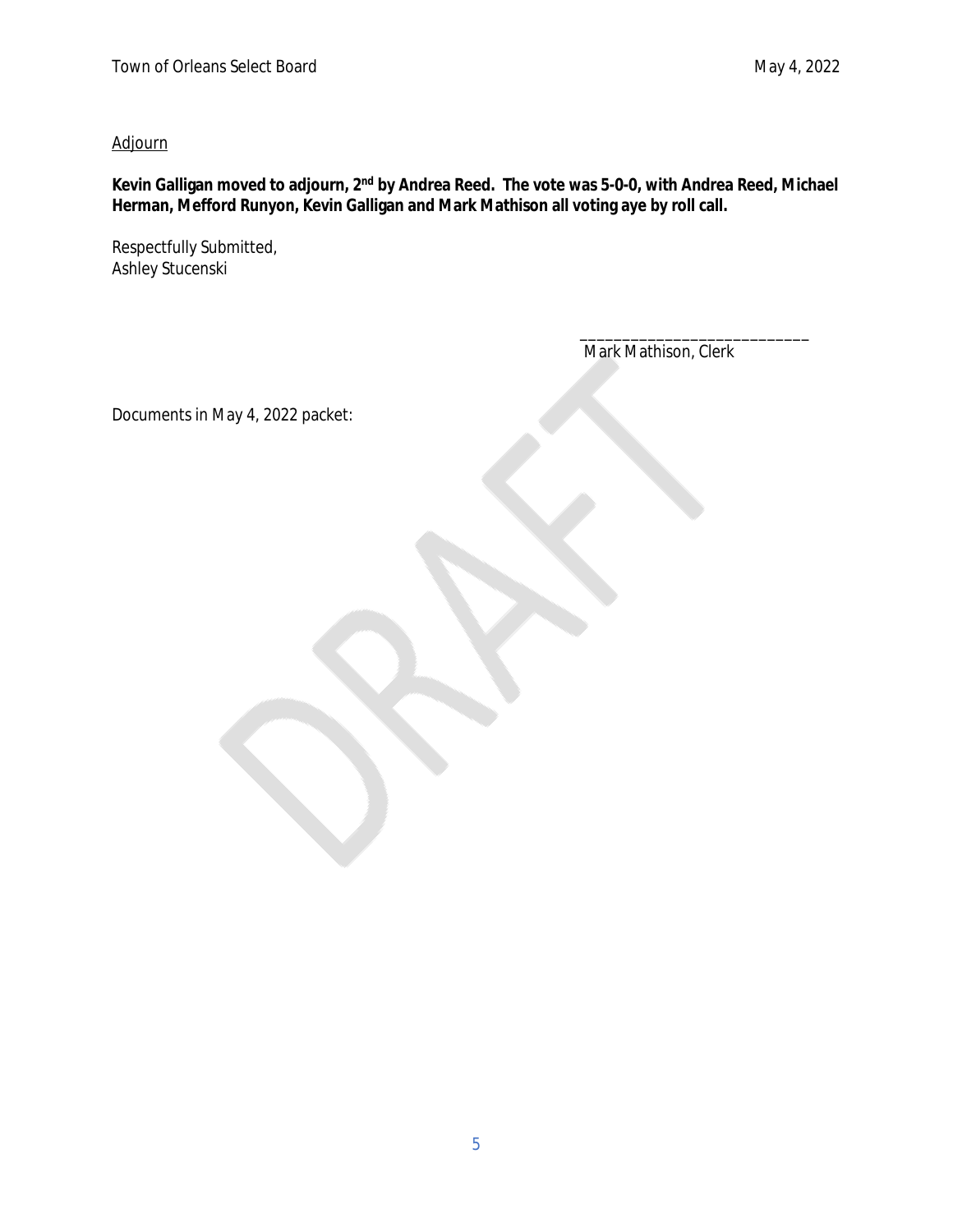Adjourn

**Kevin Galligan moved to adjourn, 2nd by Andrea Reed. The vote was 5-0-0, with Andrea Reed, Michael Herman, Mefford Runyon, Kevin Galligan and Mark Mathison all voting aye by roll call.**

Respectfully Submitted,
Ashley Stucenski

___________________________
Mark Mathison, Clerk

Documents in May 4, 2022 packet:

DRAFT